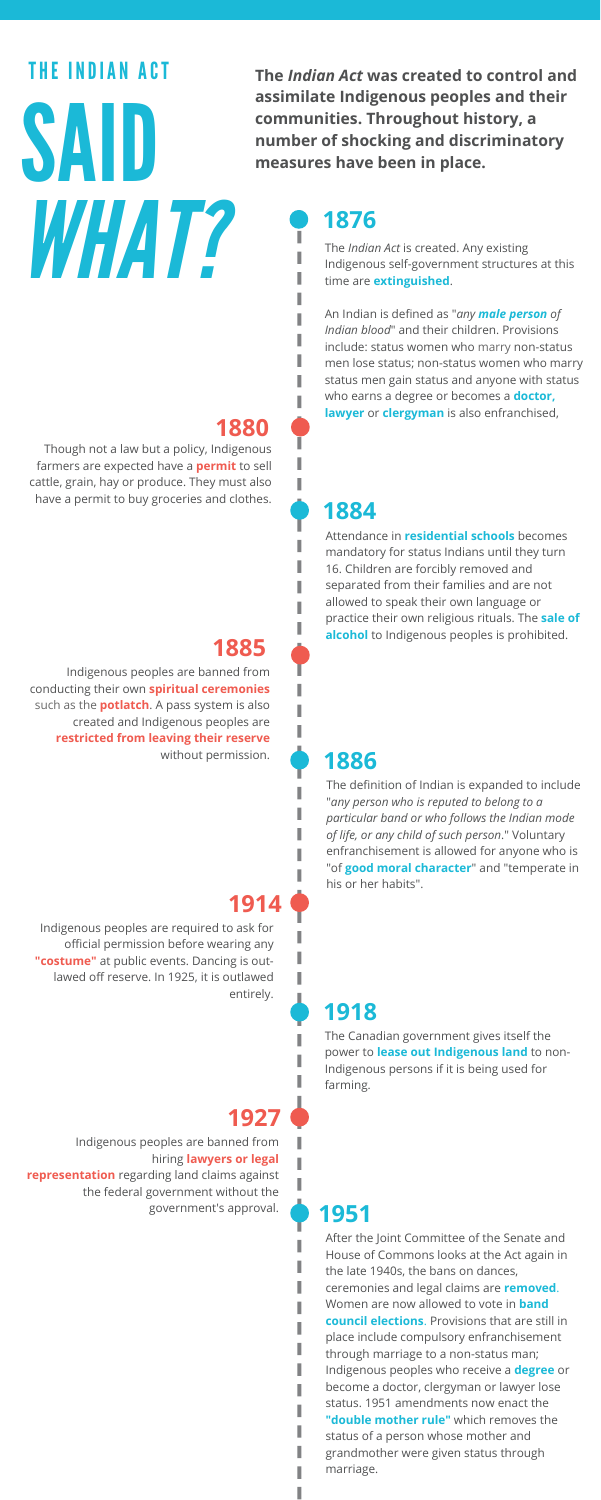# THE INDIAN ACT SAID *WHAT?*

**The *Indian Act* was created to control and assimilate Indigenous peoples and their communities. Throughout history, a number of shocking and discriminatory measures have been in place.**

## 1876

The *Indian Act* is created. Any existing Indigenous self-government structures at this time are **extinguished**.

An Indian is defined as "*any **male person** of Indian blood*" and their children. Provisions include: status women who marry non-status men lose status; non-status women who marry status men gain status and anyone with status who earns a degree or becomes a **doctor**, **lawyer** or **clergyman** is also enfranchised,

## 1880

Though not a law but a policy, Indigenous farmers are expected have a **permit** to sell cattle, grain, hay or produce. They must also have a permit to buy groceries and clothes.

## 1884

Attendance in **residential schools** becomes mandatory for status Indians until they turn 16. Children are forcibly removed and separated from their families and are not allowed to speak their own language or practice their own religious rituals. The **sale of alcohol** to Indigenous peoples is prohibited.

## 1885

Indigenous peoples are banned from conducting their own **spiritual ceremonies** such as the **potlatch**. A pass system is also created and Indigenous peoples are **restricted from leaving their reserve** without permission.

## 1886

The definition of Indian is expanded to include "*any person who is reputed to belong to a particular band or who follows the Indian mode of life, or any child of such person*." Voluntary enfranchisement is allowed for anyone who is "of **good moral character**" and "temperate in his or her habits".

## 1914

Indigenous peoples are required to ask for official permission before wearing any **"costume"** at public events. Dancing is outlawed off reserve. In 1925, it is outlawed entirely.

## 1918

The Canadian government gives itself the power to **lease out Indigenous land** to non-Indigenous persons if it is being used for farming.

## 1927

Indigenous peoples are banned from hiring **lawyers or legal representation** regarding land claims against the federal government without the government's approval.

## 1951

After the Joint Committee of the Senate and House of Commons looks at the Act again in the late 1940s, the bans on dances, ceremonies and legal claims are **removed**. Women are now allowed to vote in **band council elections**. Provisions that are still in place include compulsory enfranchisement through marriage to a non-status man; Indigenous peoples who receive a **degree** or become a doctor, clergyman or lawyer lose status. 1951 amendments now enact the **"double mother rule"** which removes the status of a person whose mother and grandmother were given status through marriage.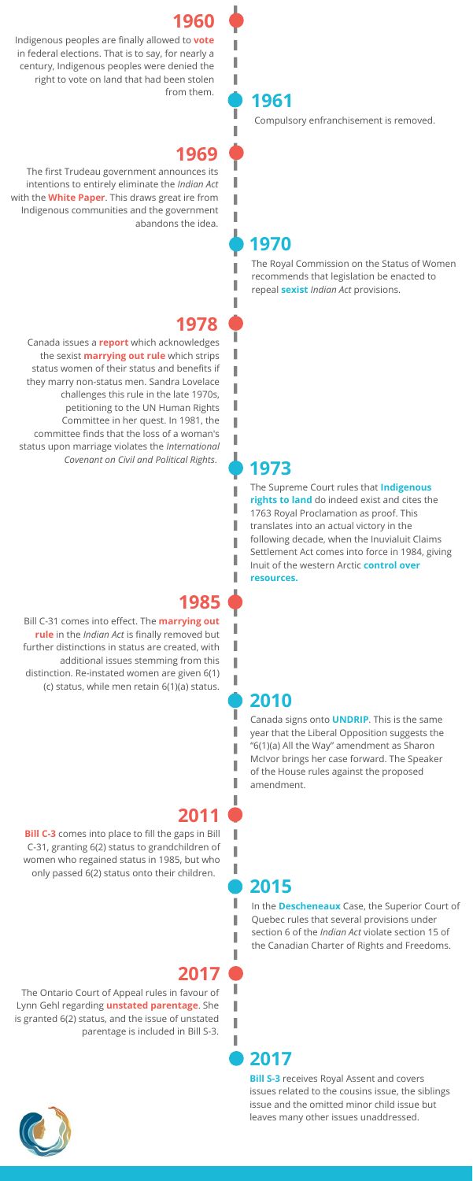## 1960

Indigenous peoples are finally allowed to **vote** in federal elections. That is to say, for nearly a century, Indigenous peoples were denied the right to vote on land that had been stolen from them.

## 1961

Compulsory enfranchisement is removed.

## 1969

The first Trudeau government announces its intentions to entirely eliminate the *Indian Act* with the **White Paper**. This draws great ire from Indigenous communities and the government abandons the idea.

## 1970

The Royal Commission on the Status of Women recommends that legislation be enacted to repeal **sexist** *Indian Act* provisions.

## 1978

Canada issues a **report** which acknowledges the sexist **marrying out rule** which strips status women of their status and benefits if they marry non-status men. Sandra Lovelace challenges this rule in the late 1970s, petitioning to the UN Human Rights Committee in her quest. In 1981, the committee finds that the loss of a woman's status upon marriage violates the *International Covenant on Civil and Political Rights*.

## 1973

The Supreme Court rules that **Indigenous rights to land** do indeed exist and cites the 1763 Royal Proclamation as proof. This translates into an actual victory in the following decade, when the Inuvialuit Claims Settlement Act comes into force in 1984, giving Inuit of the western Arctic **control over resources.**

## 1985

Bill C-31 comes into effect. The **marrying out rule** in the *Indian Act* is finally removed but further distinctions in status are created, with additional issues stemming from this distinction. Re-instated women are given 6(1)(c) status, while men retain 6(1)(a) status.

## 2010

Canada signs onto **UNDRIP**. This is the same year that the Liberal Opposition suggests the "6(1)(a) All the Way" amendment as Sharon McIvor brings her case forward. The Speaker of the House rules against the proposed amendment.

## 2011

**Bill C-3** comes into place to fill the gaps in Bill C-31, granting 6(2) status to grandchildren of women who regained status in 1985, but who only passed 6(2) status onto their children.

## 2015

In the **Descheneaux** Case, the Superior Court of Quebec rules that several provisions under section 6 of the *Indian Act* violate section 15 of the Canadian Charter of Rights and Freedoms.

## 2017

The Ontario Court of Appeal rules in favour of Lynn Gehl regarding **unstated parentage**. She is granted 6(2) status, and the issue of unstated parentage is included in Bill S-3.

## 2017

**Bill S-3** receives Royal Assent and covers issues related to the cousins issue, the siblings issue and the omitted minor child issue but leaves many other issues unaddressed.